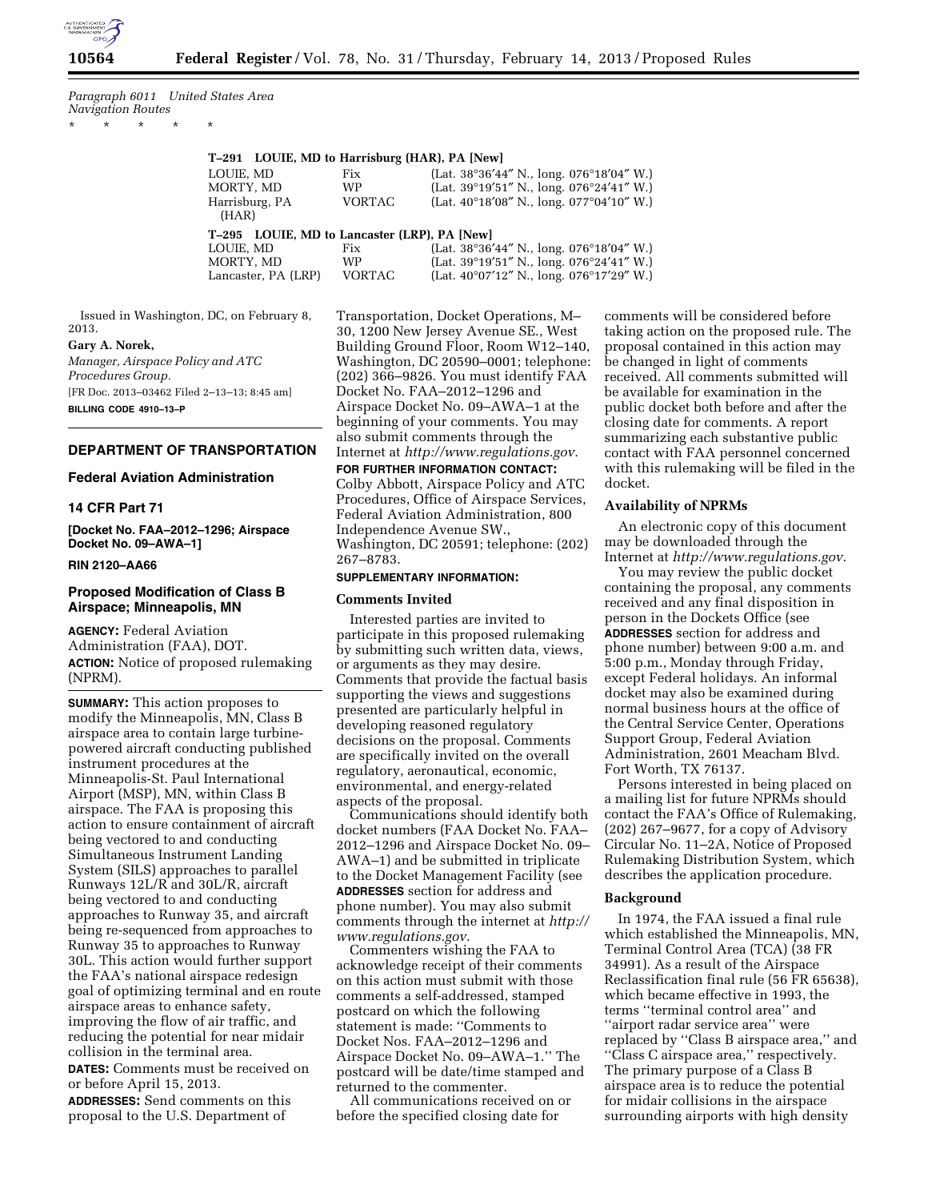*Paragraph 6011 United States Area Navigation Routes*

\* \* \* \* \*

**T–291 LOUIE, MD to Harrisburg (HAR), PA [New]**

| | | |
|---|---|---|
| LOUIE, MD | Fix | (Lat. 38°36′44″ N., long. 076°18′04″ W.) |
| MORTY, MD | WP | (Lat. 39°19′51″ N., long. 076°24′41″ W.) |
| Harrisburg, PA (HAR) | VORTAC | (Lat. 40°18′08″ N., long. 077°04′10″ W.) |

**T–295 LOUIE, MD to Lancaster (LRP), PA [New]**

| | | |
|---|---|---|
| LOUIE, MD | Fix | (Lat. 38°36′44″ N., long. 076°18′04″ W.) |
| MORTY, MD | WP | (Lat. 39°19′51″ N., long. 076°24′41″ W.) |
| Lancaster, PA (LRP) | VORTAC | (Lat. 40°07′12″ N., long. 076°17′29″ W.) |

Issued in Washington, DC, on February 8, 2013.

**Gary A. Norek,**

*Manager, Airspace Policy and ATC Procedures Group.*

[FR Doc. 2013–03462 Filed 2–13–13; 8:45 am]

**BILLING CODE 4910–13–P**

## DEPARTMENT OF TRANSPORTATION

### Federal Aviation Administration

### 14 CFR Part 71

**[Docket No. FAA–2012–1296; Airspace Docket No. 09–AWA–1]**

**RIN 2120–AA66**

### Proposed Modification of Class B Airspace; Minneapolis, MN

**AGENCY:** Federal Aviation Administration (FAA), DOT.

**ACTION:** Notice of proposed rulemaking (NPRM).

**SUMMARY:** This action proposes to modify the Minneapolis, MN, Class B airspace area to contain large turbine-powered aircraft conducting published instrument procedures at the Minneapolis-St. Paul International Airport (MSP), MN, within Class B airspace. The FAA is proposing this action to ensure containment of aircraft being vectored to and conducting Simultaneous Instrument Landing System (SILS) approaches to parallel Runways 12L/R and 30L/R, aircraft being vectored to and conducting approaches to Runway 35, and aircraft being re-sequenced from approaches to Runway 35 to approaches to Runway 30L. This action would further support the FAA's national airspace redesign goal of optimizing terminal and en route airspace areas to enhance safety, improving the flow of air traffic, and reducing the potential for near midair collision in the terminal area.

**DATES:** Comments must be received on or before April 15, 2013.

**ADDRESSES:** Send comments on this proposal to the U.S. Department of Transportation, Docket Operations, M–30, 1200 New Jersey Avenue SE., West Building Ground Floor, Room W12–140, Washington, DC 20590–0001; telephone: (202) 366–9826. You must identify FAA Docket No. FAA–2012–1296 and Airspace Docket No. 09–AWA–1 at the beginning of your comments. You may also submit comments through the Internet at *http://www.regulations.gov*.

**FOR FURTHER INFORMATION CONTACT:** Colby Abbott, Airspace Policy and ATC Procedures, Office of Airspace Services, Federal Aviation Administration, 800 Independence Avenue SW., Washington, DC 20591; telephone: (202) 267–8783.

**SUPPLEMENTARY INFORMATION:**

#### Comments Invited

Interested parties are invited to participate in this proposed rulemaking by submitting such written data, views, or arguments as they may desire. Comments that provide the factual basis supporting the views and suggestions presented are particularly helpful in developing reasoned regulatory decisions on the proposal. Comments are specifically invited on the overall regulatory, aeronautical, economic, environmental, and energy-related aspects of the proposal.

Communications should identify both docket numbers (FAA Docket No. FAA–2012–1296 and Airspace Docket No. 09–AWA–1) and be submitted in triplicate to the Docket Management Facility (see **ADDRESSES** section for address and phone number). You may also submit comments through the internet at *http://www.regulations.gov*.

Commenters wishing the FAA to acknowledge receipt of their comments on this action must submit with those comments a self-addressed, stamped postcard on which the following statement is made: "Comments to Docket Nos. FAA–2012–1296 and Airspace Docket No. 09–AWA–1." The postcard will be date/time stamped and returned to the commenter.

All communications received on or before the specified closing date for comments will be considered before taking action on the proposed rule. The proposal contained in this action may be changed in light of comments received. All comments submitted will be available for examination in the public docket both before and after the closing date for comments. A report summarizing each substantive public contact with FAA personnel concerned with this rulemaking will be filed in the docket.

#### Availability of NPRMs

An electronic copy of this document may be downloaded through the Internet at *http://www.regulations.gov*.

You may review the public docket containing the proposal, any comments received and any final disposition in person in the Dockets Office (see **ADDRESSES** section for address and phone number) between 9:00 a.m. and 5:00 p.m., Monday through Friday, except Federal holidays. An informal docket may also be examined during normal business hours at the office of the Central Service Center, Operations Support Group, Federal Aviation Administration, 2601 Meacham Blvd. Fort Worth, TX 76137.

Persons interested in being placed on a mailing list for future NPRMs should contact the FAA's Office of Rulemaking, (202) 267–9677, for a copy of Advisory Circular No. 11–2A, Notice of Proposed Rulemaking Distribution System, which describes the application procedure.

#### Background

In 1974, the FAA issued a final rule which established the Minneapolis, MN, Terminal Control Area (TCA) (38 FR 34991). As a result of the Airspace Reclassification final rule (56 FR 65638), which became effective in 1993, the terms "terminal control area" and "airport radar service area" were replaced by "Class B airspace area," and "Class C airspace area," respectively. The primary purpose of a Class B airspace area is to reduce the potential for midair collisions in the airspace surrounding airports with high density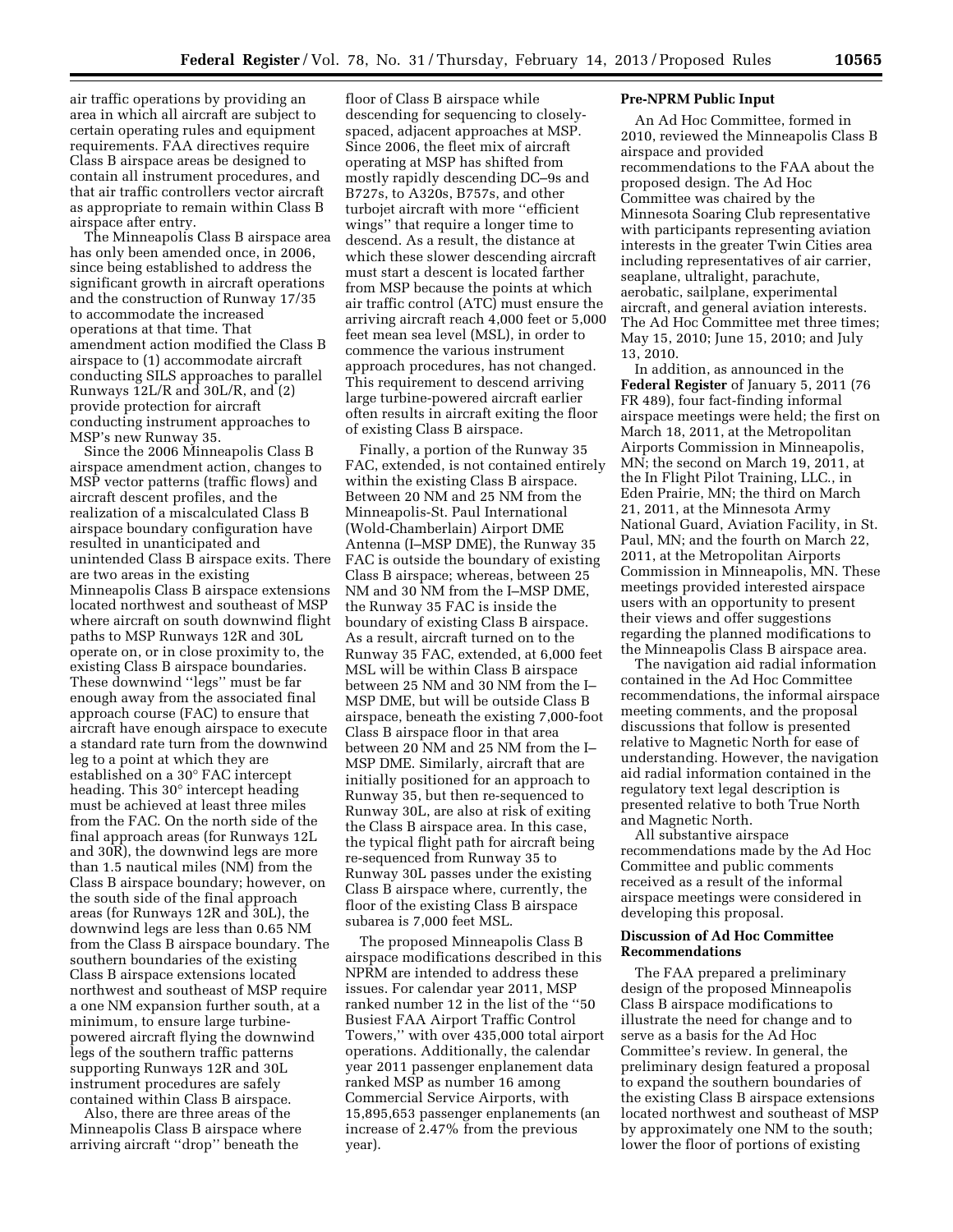air traffic operations by providing an area in which all aircraft are subject to certain operating rules and equipment requirements. FAA directives require Class B airspace areas be designed to contain all instrument procedures, and that air traffic controllers vector aircraft as appropriate to remain within Class B airspace after entry.

The Minneapolis Class B airspace area has only been amended once, in 2006, since being established to address the significant growth in aircraft operations and the construction of Runway 17/35 to accommodate the increased operations at that time. That amendment action modified the Class B airspace to (1) accommodate aircraft conducting SILS approaches to parallel Runways 12L/R and 30L/R, and (2) provide protection for aircraft conducting instrument approaches to MSP's new Runway 35.

Since the 2006 Minneapolis Class B airspace amendment action, changes to MSP vector patterns (traffic flows) and aircraft descent profiles, and the realization of a miscalculated Class B airspace boundary configuration have resulted in unanticipated and unintended Class B airspace exits. There are two areas in the existing Minneapolis Class B airspace extensions located northwest and southeast of MSP where aircraft on south downwind flight paths to MSP Runways 12R and 30L operate on, or in close proximity to, the existing Class B airspace boundaries. These downwind ''legs'' must be far enough away from the associated final approach course (FAC) to ensure that aircraft have enough airspace to execute a standard rate turn from the downwind leg to a point at which they are established on a 30° FAC intercept heading. This 30° intercept heading must be achieved at least three miles from the FAC. On the north side of the final approach areas (for Runways 12L and 30R), the downwind legs are more than 1.5 nautical miles (NM) from the Class B airspace boundary; however, on the south side of the final approach areas (for Runways 12R and 30L), the downwind legs are less than 0.65 NM from the Class B airspace boundary. The southern boundaries of the existing Class B airspace extensions located northwest and southeast of MSP require a one NM expansion further south, at a minimum, to ensure large turbine-powered aircraft flying the downwind legs of the southern traffic patterns supporting Runways 12R and 30L instrument procedures are safely contained within Class B airspace.

Also, there are three areas of the Minneapolis Class B airspace where arriving aircraft ''drop'' beneath the floor of Class B airspace while descending for sequencing to closely-spaced, adjacent approaches at MSP. Since 2006, the fleet mix of aircraft operating at MSP has shifted from mostly rapidly descending DC–9s and B727s, to A320s, B757s, and other turbojet aircraft with more ''efficient wings'' that require a longer time to descend. As a result, the distance at which these slower descending aircraft must start a descent is located farther from MSP because the points at which air traffic control (ATC) must ensure the arriving aircraft reach 4,000 feet or 5,000 feet mean sea level (MSL), in order to commence the various instrument approach procedures, has not changed. This requirement to descend arriving large turbine-powered aircraft earlier often results in aircraft exiting the floor of existing Class B airspace.

Finally, a portion of the Runway 35 FAC, extended, is not contained entirely within the existing Class B airspace. Between 20 NM and 25 NM from the Minneapolis-St. Paul International (Wold-Chamberlain) Airport DME Antenna (I–MSP DME), the Runway 35 FAC is outside the boundary of existing Class B airspace; whereas, between 25 NM and 30 NM from the I–MSP DME, the Runway 35 FAC is inside the boundary of existing Class B airspace. As a result, aircraft turned on to the Runway 35 FAC, extended, at 6,000 feet MSL will be within Class B airspace between 25 NM and 30 NM from the I–MSP DME, but will be outside Class B airspace, beneath the existing 7,000-foot Class B airspace floor in that area between 20 NM and 25 NM from the I–MSP DME. Similarly, aircraft that are initially positioned for an approach to Runway 35, but then re-sequenced to Runway 30L, are also at risk of exiting the Class B airspace area. In this case, the typical flight path for aircraft being re-sequenced from Runway 35 to Runway 30L passes under the existing Class B airspace where, currently, the floor of the existing Class B airspace subarea is 7,000 feet MSL.

The proposed Minneapolis Class B airspace modifications described in this NPRM are intended to address these issues. For calendar year 2011, MSP ranked number 12 in the list of the ''50 Busiest FAA Airport Traffic Control Towers,'' with over 435,000 total airport operations. Additionally, the calendar year 2011 passenger enplanement data ranked MSP as number 16 among Commercial Service Airports, with 15,895,653 passenger enplanements (an increase of 2.47% from the previous year).

**Pre-NPRM Public Input**

An Ad Hoc Committee, formed in 2010, reviewed the Minneapolis Class B airspace and provided recommendations to the FAA about the proposed design. The Ad Hoc Committee was chaired by the Minnesota Soaring Club representative with participants representing aviation interests in the greater Twin Cities area including representatives of air carrier, seaplane, ultralight, parachute, aerobatic, sailplane, experimental aircraft, and general aviation interests. The Ad Hoc Committee met three times; May 15, 2010; June 15, 2010; and July 13, 2010.

In addition, as announced in the **Federal Register** of January 5, 2011 (76 FR 489), four fact-finding informal airspace meetings were held; the first on March 18, 2011, at the Metropolitan Airports Commission in Minneapolis, MN; the second on March 19, 2011, at the In Flight Pilot Training, LLC., in Eden Prairie, MN; the third on March 21, 2011, at the Minnesota Army National Guard, Aviation Facility, in St. Paul, MN; and the fourth on March 22, 2011, at the Metropolitan Airports Commission in Minneapolis, MN. These meetings provided interested airspace users with an opportunity to present their views and offer suggestions regarding the planned modifications to the Minneapolis Class B airspace area.

The navigation aid radial information contained in the Ad Hoc Committee recommendations, the informal airspace meeting comments, and the proposal discussions that follow is presented relative to Magnetic North for ease of understanding. However, the navigation aid radial information contained in the regulatory text legal description is presented relative to both True North and Magnetic North.

All substantive airspace recommendations made by the Ad Hoc Committee and public comments received as a result of the informal airspace meetings were considered in developing this proposal.

**Discussion of Ad Hoc Committee Recommendations**

The FAA prepared a preliminary design of the proposed Minneapolis Class B airspace modifications to illustrate the need for change and to serve as a basis for the Ad Hoc Committee's review. In general, the preliminary design featured a proposal to expand the southern boundaries of the existing Class B airspace extensions located northwest and southeast of MSP by approximately one NM to the south; lower the floor of portions of existing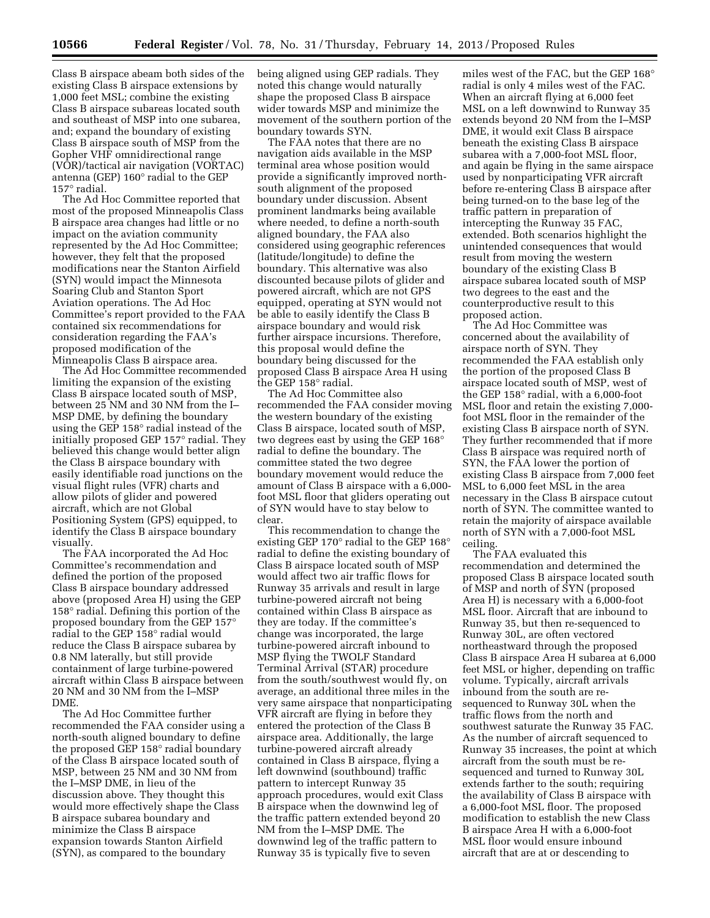Class B airspace abeam both sides of the existing Class B airspace extensions by 1,000 feet MSL; combine the existing Class B airspace subareas located south and southeast of MSP into one subarea, and; expand the boundary of existing Class B airspace south of MSP from the Gopher VHF omnidirectional range (VOR)/tactical air navigation (VORTAC) antenna (GEP) 160° radial to the GEP 157° radial.

The Ad Hoc Committee reported that most of the proposed Minneapolis Class B airspace area changes had little or no impact on the aviation community represented by the Ad Hoc Committee; however, they felt that the proposed modifications near the Stanton Airfield (SYN) would impact the Minnesota Soaring Club and Stanton Sport Aviation operations. The Ad Hoc Committee's report provided to the FAA contained six recommendations for consideration regarding the FAA's proposed modification of the Minneapolis Class B airspace area.

The Ad Hoc Committee recommended limiting the expansion of the existing Class B airspace located south of MSP, between 25 NM and 30 NM from the I–MSP DME, by defining the boundary using the GEP 158° radial instead of the initially proposed GEP 157° radial. They believed this change would better align the Class B airspace boundary with easily identifiable road junctions on the visual flight rules (VFR) charts and allow pilots of glider and powered aircraft, which are not Global Positioning System (GPS) equipped, to identify the Class B airspace boundary visually.

The FAA incorporated the Ad Hoc Committee's recommendation and defined the portion of the proposed Class B airspace boundary addressed above (proposed Area H) using the GEP 158° radial. Defining this portion of the proposed boundary from the GEP 157° radial to the GEP 158° radial would reduce the Class B airspace subarea by 0.8 NM laterally, but still provide containment of large turbine-powered aircraft within Class B airspace between 20 NM and 30 NM from the I–MSP DME.

The Ad Hoc Committee further recommended the FAA consider using a north-south aligned boundary to define the proposed GEP 158° radial boundary of the Class B airspace located south of MSP, between 25 NM and 30 NM from the I–MSP DME, in lieu of the discussion above. They thought this would more effectively shape the Class B airspace subarea boundary and minimize the Class B airspace expansion towards Stanton Airfield (SYN), as compared to the boundary being aligned using GEP radials. They noted this change would naturally shape the proposed Class B airspace wider towards MSP and minimize the movement of the southern portion of the boundary towards SYN.

The FAA notes that there are no navigation aids available in the MSP terminal area whose position would provide a significantly improved north-south alignment of the proposed boundary under discussion. Absent prominent landmarks being available where needed, to define a north-south aligned boundary, the FAA also considered using geographic references (latitude/longitude) to define the boundary. This alternative was also discounted because pilots of glider and powered aircraft, which are not GPS equipped, operating at SYN would not be able to easily identify the Class B airspace boundary and would risk further airspace incursions. Therefore, this proposal would define the boundary being discussed for the proposed Class B airspace Area H using the GEP 158° radial.

The Ad Hoc Committee also recommended the FAA consider moving the western boundary of the existing Class B airspace, located south of MSP, two degrees east by using the GEP 168° radial to define the boundary. The committee stated the two degree boundary movement would reduce the amount of Class B airspace with a 6,000-foot MSL floor that gliders operating out of SYN would have to stay below to clear.

This recommendation to change the existing GEP 170° radial to the GEP 168° radial to define the existing boundary of Class B airspace located south of MSP would affect two air traffic flows for Runway 35 arrivals and result in large turbine-powered aircraft not being contained within Class B airspace as they are today. If the committee's change was incorporated, the large turbine-powered aircraft inbound to MSP flying the TWOLF Standard Terminal Arrival (STAR) procedure from the south/southwest would fly, on average, an additional three miles in the very same airspace that nonparticipating VFR aircraft are flying in before they entered the protection of the Class B airspace area. Additionally, the large turbine-powered aircraft already contained in Class B airspace, flying a left downwind (southbound) traffic pattern to intercept Runway 35 approach procedures, would exit Class B airspace when the downwind leg of the traffic pattern extended beyond 20 NM from the I–MSP DME. The downwind leg of the traffic pattern to Runway 35 is typically five to seven miles west of the FAC, but the GEP 168° radial is only 4 miles west of the FAC. When an aircraft flying at 6,000 feet MSL on a left downwind to Runway 35 extends beyond 20 NM from the I–MSP DME, it would exit Class B airspace beneath the existing Class B airspace subarea with a 7,000-foot MSL floor, and again be flying in the same airspace used by nonparticipating VFR aircraft before re-entering Class B airspace after being turned-on to the base leg of the traffic pattern in preparation of intercepting the Runway 35 FAC, extended. Both scenarios highlight the unintended consequences that would result from moving the western boundary of the existing Class B airspace subarea located south of MSP two degrees to the east and the counterproductive result to this proposed action.

The Ad Hoc Committee was concerned about the availability of airspace north of SYN. They recommended the FAA establish only the portion of the proposed Class B airspace located south of MSP, west of the GEP 158° radial, with a 6,000-foot MSL floor and retain the existing 7,000-foot MSL floor in the remainder of the existing Class B airspace north of SYN. They further recommended that if more Class B airspace was required north of SYN, the FAA lower the portion of existing Class B airspace from 7,000 feet MSL to 6,000 feet MSL in the area necessary in the Class B airspace cutout north of SYN. The committee wanted to retain the majority of airspace available north of SYN with a 7,000-foot MSL ceiling.

The FAA evaluated this recommendation and determined the proposed Class B airspace located south of MSP and north of SYN (proposed Area H) is necessary with a 6,000-foot MSL floor. Aircraft that are inbound to Runway 35, but then re-sequenced to Runway 30L, are often vectored northeastward through the proposed Class B airspace Area H subarea at 6,000 feet MSL or higher, depending on traffic volume. Typically, aircraft arrivals inbound from the south are re-sequenced to Runway 30L when the traffic flows from the north and southwest saturate the Runway 35 FAC. As the number of aircraft sequenced to Runway 35 increases, the point at which aircraft from the south must be re-sequenced and turned to Runway 30L extends farther to the south; requiring the availability of Class B airspace with a 6,000-foot MSL floor. The proposed modification to establish the new Class B airspace Area H with a 6,000-foot MSL floor would ensure inbound aircraft that are at or descending to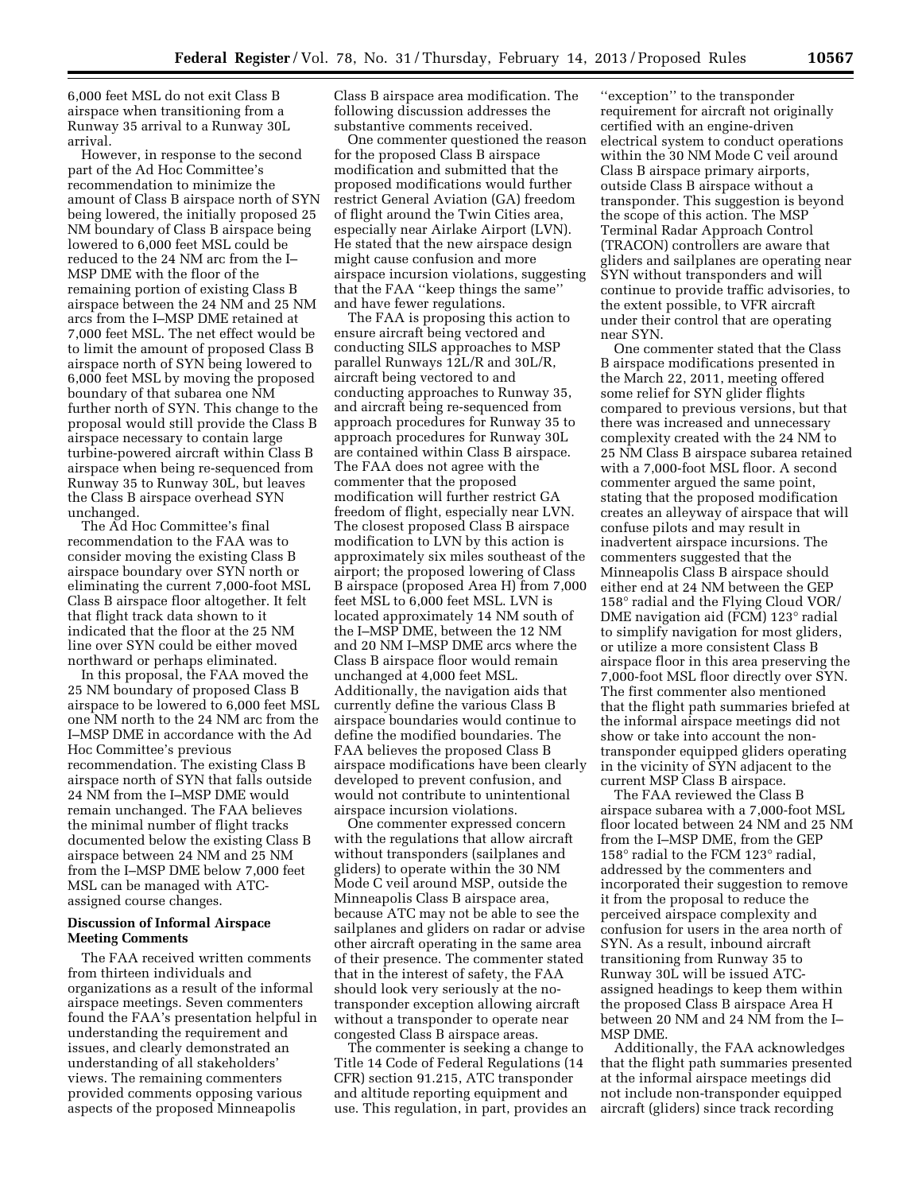6,000 feet MSL do not exit Class B airspace when transitioning from a Runway 35 arrival to a Runway 30L arrival.

However, in response to the second part of the Ad Hoc Committee's recommendation to minimize the amount of Class B airspace north of SYN being lowered, the initially proposed 25 NM boundary of Class B airspace being lowered to 6,000 feet MSL could be reduced to the 24 NM arc from the I–MSP DME with the floor of the remaining portion of existing Class B airspace between the 24 NM and 25 NM arcs from the I–MSP DME retained at 7,000 feet MSL. The net effect would be to limit the amount of proposed Class B airspace north of SYN being lowered to 6,000 feet MSL by moving the proposed boundary of that subarea one NM further north of SYN. This change to the proposal would still provide the Class B airspace necessary to contain large turbine-powered aircraft within Class B airspace when being re-sequenced from Runway 35 to Runway 30L, but leaves the Class B airspace overhead SYN unchanged.

The Ad Hoc Committee's final recommendation to the FAA was to consider moving the existing Class B airspace boundary over SYN north or eliminating the current 7,000-foot MSL Class B airspace floor altogether. It felt that flight track data shown to it indicated that the floor at the 25 NM line over SYN could be either moved northward or perhaps eliminated.

In this proposal, the FAA moved the 25 NM boundary of proposed Class B airspace to be lowered to 6,000 feet MSL one NM north to the 24 NM arc from the I–MSP DME in accordance with the Ad Hoc Committee's previous recommendation. The existing Class B airspace north of SYN that falls outside 24 NM from the I–MSP DME would remain unchanged. The FAA believes the minimal number of flight tracks documented below the existing Class B airspace between 24 NM and 25 NM from the I–MSP DME below 7,000 feet MSL can be managed with ATC-assigned course changes.

### Discussion of Informal Airspace Meeting Comments

The FAA received written comments from thirteen individuals and organizations as a result of the informal airspace meetings. Seven commenters found the FAA's presentation helpful in understanding the requirement and issues, and clearly demonstrated an understanding of all stakeholders' views. The remaining commenters provided comments opposing various aspects of the proposed Minneapolis Class B airspace area modification. The following discussion addresses the substantive comments received.

One commenter questioned the reason for the proposed Class B airspace modification and submitted that the proposed modifications would further restrict General Aviation (GA) freedom of flight around the Twin Cities area, especially near Airlake Airport (LVN). He stated that the new airspace design might cause confusion and more airspace incursion violations, suggesting that the FAA ''keep things the same'' and have fewer regulations.

The FAA is proposing this action to ensure aircraft being vectored and conducting SILS approaches to MSP parallel Runways 12L/R and 30L/R, aircraft being vectored to and conducting approaches to Runway 35, and aircraft being re-sequenced from approach procedures for Runway 35 to approach procedures for Runway 30L are contained within Class B airspace. The FAA does not agree with the commenter that the proposed modification will further restrict GA freedom of flight, especially near LVN. The closest proposed Class B airspace modification to LVN by this action is approximately six miles southeast of the airport; the proposed lowering of Class B airspace (proposed Area H) from 7,000 feet MSL to 6,000 feet MSL. LVN is located approximately 14 NM south of the I–MSP DME, between the 12 NM and 20 NM I–MSP DME arcs where the Class B airspace floor would remain unchanged at 4,000 feet MSL. Additionally, the navigation aids that currently define the various Class B airspace boundaries would continue to define the modified boundaries. The FAA believes the proposed Class B airspace modifications have been clearly developed to prevent confusion, and would not contribute to unintentional airspace incursion violations.

One commenter expressed concern with the regulations that allow aircraft without transponders (sailplanes and gliders) to operate within the 30 NM Mode C veil around MSP, outside the Minneapolis Class B airspace area, because ATC may not be able to see the sailplanes and gliders on radar or advise other aircraft operating in the same area of their presence. The commenter stated that in the interest of safety, the FAA should look very seriously at the no-transponder exception allowing aircraft without a transponder to operate near congested Class B airspace areas.

The commenter is seeking a change to Title 14 Code of Federal Regulations (14 CFR) section 91.215, ATC transponder and altitude reporting equipment and use. This regulation, in part, provides an ''exception'' to the transponder requirement for aircraft not originally certified with an engine-driven electrical system to conduct operations within the 30 NM Mode C veil around Class B airspace primary airports, outside Class B airspace without a transponder. This suggestion is beyond the scope of this action. The MSP Terminal Radar Approach Control (TRACON) controllers are aware that gliders and sailplanes are operating near SYN without transponders and will continue to provide traffic advisories, to the extent possible, to VFR aircraft under their control that are operating near SYN.

One commenter stated that the Class B airspace modifications presented in the March 22, 2011, meeting offered some relief for SYN glider flights compared to previous versions, but that there was increased and unnecessary complexity created with the 24 NM to 25 NM Class B airspace subarea retained with a 7,000-foot MSL floor. A second commenter argued the same point, stating that the proposed modification creates an alleyway of airspace that will confuse pilots and may result in inadvertent airspace incursions. The commenters suggested that the Minneapolis Class B airspace should either end at 24 NM between the GEP 158° radial and the Flying Cloud VOR/DME navigation aid (FCM) 123° radial to simplify navigation for most gliders, or utilize a more consistent Class B airspace floor in this area preserving the 7,000-foot MSL floor directly over SYN. The first commenter also mentioned that the flight path summaries briefed at the informal airspace meetings did not show or take into account the non-transponder equipped gliders operating in the vicinity of SYN adjacent to the current MSP Class B airspace.

The FAA reviewed the Class B airspace subarea with a 7,000-foot MSL floor located between 24 NM and 25 NM from the I–MSP DME, from the GEP 158° radial to the FCM 123° radial, addressed by the commenters and incorporated their suggestion to remove it from the proposal to reduce the perceived airspace complexity and confusion for users in the area north of SYN. As a result, inbound aircraft transitioning from Runway 35 to Runway 30L will be issued ATC-assigned headings to keep them within the proposed Class B airspace Area H between 20 NM and 24 NM from the I–MSP DME.

Additionally, the FAA acknowledges that the flight path summaries presented at the informal airspace meetings did not include non-transponder equipped aircraft (gliders) since track recording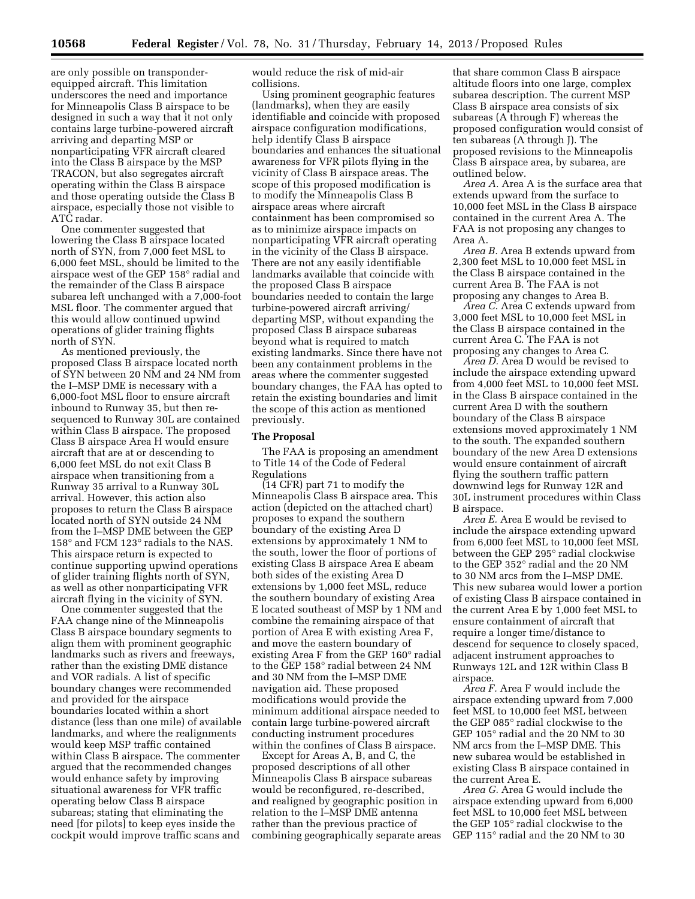are only possible on transponder-equipped aircraft. This limitation underscores the need and importance for Minneapolis Class B airspace to be designed in such a way that it not only contains large turbine-powered aircraft arriving and departing MSP or nonparticipating VFR aircraft cleared into the Class B airspace by the MSP TRACON, but also segregates aircraft operating within the Class B airspace and those operating outside the Class B airspace, especially those not visible to ATC radar.

One commenter suggested that lowering the Class B airspace located north of SYN, from 7,000 feet MSL to 6,000 feet MSL, should be limited to the airspace west of the GEP 158° radial and the remainder of the Class B airspace subarea left unchanged with a 7,000-foot MSL floor. The commenter argued that this would allow continued upwind operations of glider training flights north of SYN.

As mentioned previously, the proposed Class B airspace located north of SYN between 20 NM and 24 NM from the I–MSP DME is necessary with a 6,000-foot MSL floor to ensure aircraft inbound to Runway 35, but then re-sequenced to Runway 30L are contained within Class B airspace. The proposed Class B airspace Area H would ensure aircraft that are at or descending to 6,000 feet MSL do not exit Class B airspace when transitioning from a Runway 35 arrival to a Runway 30L arrival. However, this action also proposes to return the Class B airspace located north of SYN outside 24 NM from the I–MSP DME between the GEP 158° and FCM 123° radials to the NAS. This airspace return is expected to continue supporting upwind operations of glider training flights north of SYN, as well as other nonparticipating VFR aircraft flying in the vicinity of SYN.

One commenter suggested that the FAA change nine of the Minneapolis Class B airspace boundary segments to align them with prominent geographic landmarks such as rivers and freeways, rather than the existing DME distance and VOR radials. A list of specific boundary changes were recommended and provided for the airspace boundaries located within a short distance (less than one mile) of available landmarks, and where the realignments would keep MSP traffic contained within Class B airspace. The commenter argued that the recommended changes would enhance safety by improving situational awareness for VFR traffic operating below Class B airspace subareas; stating that eliminating the need [for pilots] to keep eyes inside the cockpit would improve traffic scans and would reduce the risk of mid-air collisions.

Using prominent geographic features (landmarks), when they are easily identifiable and coincide with proposed airspace configuration modifications, help identify Class B airspace boundaries and enhances the situational awareness for VFR pilots flying in the vicinity of Class B airspace areas. The scope of this proposed modification is to modify the Minneapolis Class B airspace areas where aircraft containment has been compromised so as to minimize airspace impacts on nonparticipating VFR aircraft operating in the vicinity of the Class B airspace. There are not any easily identifiable landmarks available that coincide with the proposed Class B airspace boundaries needed to contain the large turbine-powered aircraft arriving/departing MSP, without expanding the proposed Class B airspace subareas beyond what is required to match existing landmarks. Since there have not been any containment problems in the areas where the commenter suggested boundary changes, the FAA has opted to retain the existing boundaries and limit the scope of this action as mentioned previously.

## The Proposal

The FAA is proposing an amendment to Title 14 of the Code of Federal Regulations (14 CFR) part 71 to modify the Minneapolis Class B airspace area. This action (depicted on the attached chart) proposes to expand the southern boundary of the existing Area D extensions by approximately 1 NM to the south, lower the floor of portions of existing Class B airspace Area E abeam both sides of the existing Area D extensions by 1,000 feet MSL, reduce the southern boundary of existing Area E located southeast of MSP by 1 NM and combine the remaining airspace of that portion of Area E with existing Area F, and move the eastern boundary of existing Area F from the GEP 160° radial to the GEP 158° radial between 24 NM and 30 NM from the I–MSP DME navigation aid. These proposed modifications would provide the minimum additional airspace needed to contain large turbine-powered aircraft conducting instrument procedures within the confines of Class B airspace.

Except for Areas A, B, and C, the proposed descriptions of all other Minneapolis Class B airspace subareas would be reconfigured, re-described, and realigned by geographic position in relation to the I–MSP DME antenna rather than the previous practice of combining geographically separate areas that share common Class B airspace altitude floors into one large, complex subarea description. The current MSP Class B airspace area consists of six subareas (A through F) whereas the proposed configuration would consist of ten subareas (A through J). The proposed revisions to the Minneapolis Class B airspace area, by subarea, are outlined below.

*Area A.* Area A is the surface area that extends upward from the surface to 10,000 feet MSL in the Class B airspace contained in the current Area A. The FAA is not proposing any changes to Area A.

*Area B.* Area B extends upward from 2,300 feet MSL to 10,000 feet MSL in the Class B airspace contained in the current Area B. The FAA is not proposing any changes to Area B.

*Area C.* Area C extends upward from 3,000 feet MSL to 10,000 feet MSL in the Class B airspace contained in the current Area C. The FAA is not proposing any changes to Area C.

*Area D.* Area D would be revised to include the airspace extending upward from 4,000 feet MSL to 10,000 feet MSL in the Class B airspace contained in the current Area D with the southern boundary of the Class B airspace extensions moved approximately 1 NM to the south. The expanded southern boundary of the new Area D extensions would ensure containment of aircraft flying the southern traffic pattern downwind legs for Runway 12R and 30L instrument procedures within Class B airspace.

*Area E.* Area E would be revised to include the airspace extending upward from 6,000 feet MSL to 10,000 feet MSL between the GEP 295° radial clockwise to the GEP 352° radial and the 20 NM to 30 NM arcs from the I–MSP DME. This new subarea would lower a portion of existing Class B airspace contained in the current Area E by 1,000 feet MSL to ensure containment of aircraft that require a longer time/distance to descend for sequence to closely spaced, adjacent instrument approaches to Runways 12L and 12R within Class B airspace.

*Area F.* Area F would include the airspace extending upward from 7,000 feet MSL to 10,000 feet MSL between the GEP 085° radial clockwise to the GEP 105° radial and the 20 NM to 30 NM arcs from the I–MSP DME. This new subarea would be established in existing Class B airspace contained in the current Area E.

*Area G.* Area G would include the airspace extending upward from 6,000 feet MSL to 10,000 feet MSL between the GEP 105° radial clockwise to the GEP 115° radial and the 20 NM to 30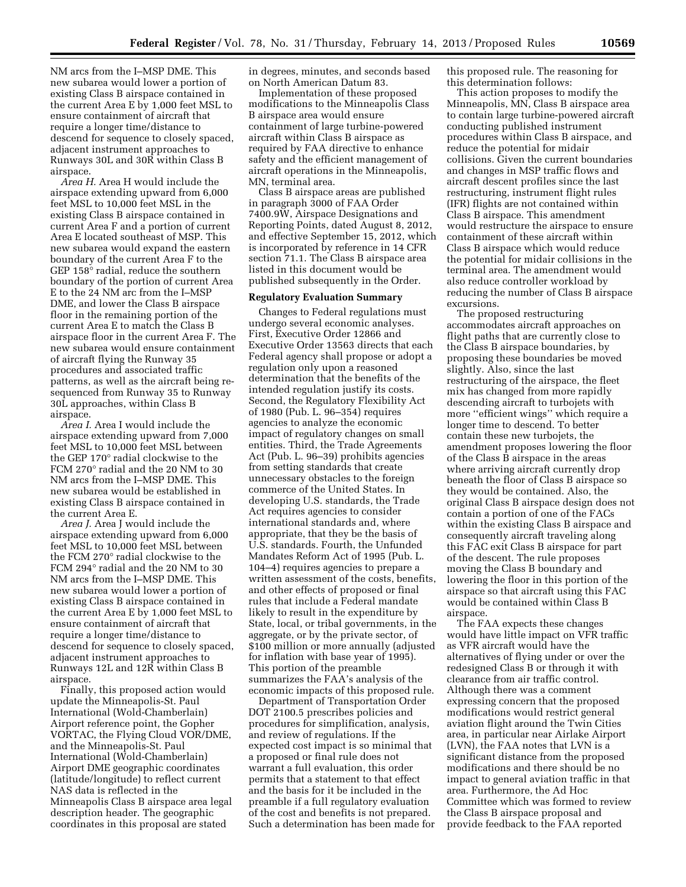NM arcs from the I–MSP DME. This new subarea would lower a portion of existing Class B airspace contained in the current Area E by 1,000 feet MSL to ensure containment of aircraft that require a longer time/distance to descend for sequence to closely spaced, adjacent instrument approaches to Runways 30L and 30R within Class B airspace.

*Area H.* Area H would include the airspace extending upward from 6,000 feet MSL to 10,000 feet MSL in the existing Class B airspace contained in current Area F and a portion of current Area E located southeast of MSP. This new subarea would expand the eastern boundary of the current Area F to the GEP 158° radial, reduce the southern boundary of the portion of current Area E to the 24 NM arc from the I–MSP DME, and lower the Class B airspace floor in the remaining portion of the current Area E to match the Class B airspace floor in the current Area F. The new subarea would ensure containment of aircraft flying the Runway 35 procedures and associated traffic patterns, as well as the aircraft being re-sequenced from Runway 35 to Runway 30L approaches, within Class B airspace.

*Area I.* Area I would include the airspace extending upward from 7,000 feet MSL to 10,000 feet MSL between the GEP 170° radial clockwise to the FCM 270° radial and the 20 NM to 30 NM arcs from the I–MSP DME. This new subarea would be established in existing Class B airspace contained in the current Area E.

*Area J.* Area J would include the airspace extending upward from 6,000 feet MSL to 10,000 feet MSL between the FCM 270° radial clockwise to the FCM 294° radial and the 20 NM to 30 NM arcs from the I–MSP DME. This new subarea would lower a portion of existing Class B airspace contained in the current Area E by 1,000 feet MSL to ensure containment of aircraft that require a longer time/distance to descend for sequence to closely spaced, adjacent instrument approaches to Runways 12L and 12R within Class B airspace.

Finally, this proposed action would update the Minneapolis-St. Paul International (Wold-Chamberlain) Airport reference point, the Gopher VORTAC, the Flying Cloud VOR/DME, and the Minneapolis-St. Paul International (Wold-Chamberlain) Airport DME geographic coordinates (latitude/longitude) to reflect current NAS data is reflected in the Minneapolis Class B airspace area legal description header. The geographic coordinates in this proposal are stated in degrees, minutes, and seconds based on North American Datum 83.

Implementation of these proposed modifications to the Minneapolis Class B airspace area would ensure containment of large turbine-powered aircraft within Class B airspace as required by FAA directive to enhance safety and the efficient management of aircraft operations in the Minneapolis, MN, terminal area.

Class B airspace areas are published in paragraph 3000 of FAA Order 7400.9W, Airspace Designations and Reporting Points, dated August 8, 2012, and effective September 15, 2012, which is incorporated by reference in 14 CFR section 71.1. The Class B airspace area listed in this document would be published subsequently in the Order.

## Regulatory Evaluation Summary

Changes to Federal regulations must undergo several economic analyses. First, Executive Order 12866 and Executive Order 13563 directs that each Federal agency shall propose or adopt a regulation only upon a reasoned determination that the benefits of the intended regulation justify its costs. Second, the Regulatory Flexibility Act of 1980 (Pub. L. 96–354) requires agencies to analyze the economic impact of regulatory changes on small entities. Third, the Trade Agreements Act (Pub. L. 96–39) prohibits agencies from setting standards that create unnecessary obstacles to the foreign commerce of the United States. In developing U.S. standards, the Trade Act requires agencies to consider international standards and, where appropriate, that they be the basis of U.S. standards. Fourth, the Unfunded Mandates Reform Act of 1995 (Pub. L. 104–4) requires agencies to prepare a written assessment of the costs, benefits, and other effects of proposed or final rules that include a Federal mandate likely to result in the expenditure by State, local, or tribal governments, in the aggregate, or by the private sector, of $100 million or more annually (adjusted for inflation with base year of 1995). This portion of the preamble summarizes the FAA's analysis of the economic impacts of this proposed rule.

Department of Transportation Order DOT 2100.5 prescribes policies and procedures for simplification, analysis, and review of regulations. If the expected cost impact is so minimal that a proposed or final rule does not warrant a full evaluation, this order permits that a statement to that effect and the basis for it be included in the preamble if a full regulatory evaluation of the cost and benefits is not prepared. Such a determination has been made for this proposed rule. The reasoning for this determination follows:

This action proposes to modify the Minneapolis, MN, Class B airspace area to contain large turbine-powered aircraft conducting published instrument procedures within Class B airspace, and reduce the potential for midair collisions. Given the current boundaries and changes in MSP traffic flows and aircraft descent profiles since the last restructuring, instrument flight rules (IFR) flights are not contained within Class B airspace. This amendment would restructure the airspace to ensure containment of these aircraft within Class B airspace which would reduce the potential for midair collisions in the terminal area. The amendment would also reduce controller workload by reducing the number of Class B airspace excursions.

The proposed restructuring accommodates aircraft approaches on flight paths that are currently close to the Class B airspace boundaries, by proposing these boundaries be moved slightly. Also, since the last restructuring of the airspace, the fleet mix has changed from more rapidly descending aircraft to turbojets with more ''efficient wings'' which require a longer time to descend. To better contain these new turbojets, the amendment proposes lowering the floor of the Class B airspace in the areas where arriving aircraft currently drop beneath the floor of Class B airspace so they would be contained. Also, the original Class B airspace design does not contain a portion of one of the FACs within the existing Class B airspace and consequently aircraft traveling along this FAC exit Class B airspace for part of the descent. The rule proposes moving the Class B boundary and lowering the floor in this portion of the airspace so that aircraft using this FAC would be contained within Class B airspace.

The FAA expects these changes would have little impact on VFR traffic as VFR aircraft would have the alternatives of flying under or over the redesigned Class B or through it with clearance from air traffic control. Although there was a comment expressing concern that the proposed modifications would restrict general aviation flight around the Twin Cities area, in particular near Airlake Airport (LVN), the FAA notes that LVN is a significant distance from the proposed modifications and there should be no impact to general aviation traffic in that area. Furthermore, the Ad Hoc Committee which was formed to review the Class B airspace proposal and provide feedback to the FAA reported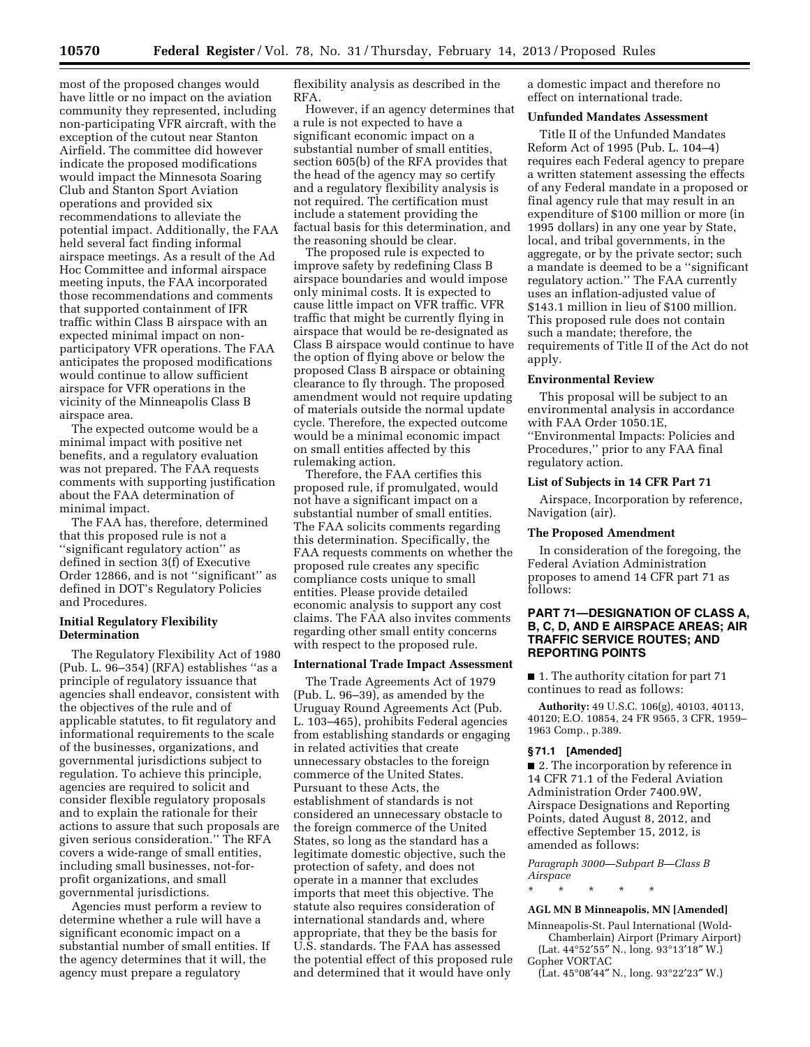most of the proposed changes would have little or no impact on the aviation community they represented, including non-participating VFR aircraft, with the exception of the cutout near Stanton Airfield. The committee did however indicate the proposed modifications would impact the Minnesota Soaring Club and Stanton Sport Aviation operations and provided six recommendations to alleviate the potential impact. Additionally, the FAA held several fact finding informal airspace meetings. As a result of the Ad Hoc Committee and informal airspace meeting inputs, the FAA incorporated those recommendations and comments that supported containment of IFR traffic within Class B airspace with an expected minimal impact on non-participatory VFR operations. The FAA anticipates the proposed modifications would continue to allow sufficient airspace for VFR operations in the vicinity of the Minneapolis Class B airspace area.

The expected outcome would be a minimal impact with positive net benefits, and a regulatory evaluation was not prepared. The FAA requests comments with supporting justification about the FAA determination of minimal impact.

The FAA has, therefore, determined that this proposed rule is not a ''significant regulatory action'' as defined in section 3(f) of Executive Order 12866, and is not ''significant'' as defined in DOT's Regulatory Policies and Procedures.

## Initial Regulatory Flexibility Determination

The Regulatory Flexibility Act of 1980 (Pub. L. 96–354) (RFA) establishes ''as a principle of regulatory issuance that agencies shall endeavor, consistent with the objectives of the rule and of applicable statutes, to fit regulatory and informational requirements to the scale of the businesses, organizations, and governmental jurisdictions subject to regulation. To achieve this principle, agencies are required to solicit and consider flexible regulatory proposals and to explain the rationale for their actions to assure that such proposals are given serious consideration.'' The RFA covers a wide-range of small entities, including small businesses, not-for-profit organizations, and small governmental jurisdictions.

Agencies must perform a review to determine whether a rule will have a significant economic impact on a substantial number of small entities. If the agency determines that it will, the agency must prepare a regulatory flexibility analysis as described in the RFA.

However, if an agency determines that a rule is not expected to have a significant economic impact on a substantial number of small entities, section 605(b) of the RFA provides that the head of the agency may so certify and a regulatory flexibility analysis is not required. The certification must include a statement providing the factual basis for this determination, and the reasoning should be clear.

The proposed rule is expected to improve safety by redefining Class B airspace boundaries and would impose only minimal costs. It is expected to cause little impact on VFR traffic. VFR traffic that might be currently flying in airspace that would be re-designated as Class B airspace would continue to have the option of flying above or below the proposed Class B airspace or obtaining clearance to fly through. The proposed amendment would not require updating of materials outside the normal update cycle. Therefore, the expected outcome would be a minimal economic impact on small entities affected by this rulemaking action.

Therefore, the FAA certifies this proposed rule, if promulgated, would not have a significant impact on a substantial number of small entities. The FAA solicits comments regarding this determination. Specifically, the FAA requests comments on whether the proposed rule creates any specific compliance costs unique to small entities. Please provide detailed economic analysis to support any cost claims. The FAA also invites comments regarding other small entity concerns with respect to the proposed rule.

## International Trade Impact Assessment

The Trade Agreements Act of 1979 (Pub. L. 96–39), as amended by the Uruguay Round Agreements Act (Pub. L. 103–465), prohibits Federal agencies from establishing standards or engaging in related activities that create unnecessary obstacles to the foreign commerce of the United States. Pursuant to these Acts, the establishment of standards is not considered an unnecessary obstacle to the foreign commerce of the United States, so long as the standard has a legitimate domestic objective, such the protection of safety, and does not operate in a manner that excludes imports that meet this objective. The statute also requires consideration of international standards and, where appropriate, that they be the basis for U.S. standards. The FAA has assessed the potential effect of this proposed rule and determined that it would have only a domestic impact and therefore no effect on international trade.

## Unfunded Mandates Assessment

Title II of the Unfunded Mandates Reform Act of 1995 (Pub. L. 104–4) requires each Federal agency to prepare a written statement assessing the effects of any Federal mandate in a proposed or final agency rule that may result in an expenditure of $100 million or more (in 1995 dollars) in any one year by State, local, and tribal governments, in the aggregate, or by the private sector; such a mandate is deemed to be a ''significant regulatory action.'' The FAA currently uses an inflation-adjusted value of $143.1 million in lieu of $100 million. This proposed rule does not contain such a mandate; therefore, the requirements of Title II of the Act do not apply.

## Environmental Review

This proposal will be subject to an environmental analysis in accordance with FAA Order 1050.1E, ''Environmental Impacts: Policies and Procedures,'' prior to any FAA final regulatory action.

## List of Subjects in 14 CFR Part 71

Airspace, Incorporation by reference, Navigation (air).

## The Proposed Amendment

In consideration of the foregoing, the Federal Aviation Administration proposes to amend 14 CFR part 71 as follows:

## PART 71—DESIGNATION OF CLASS A, B, C, D, AND E AIRSPACE AREAS; AIR TRAFFIC SERVICE ROUTES; AND REPORTING POINTS

■ 1. The authority citation for part 71 continues to read as follows:

**Authority:** 49 U.S.C. 106(g), 40103, 40113, 40120; E.O. 10854, 24 FR 9565, 3 CFR, 1959–1963 Comp., p.389.

### § 71.1 [Amended]

■ 2. The incorporation by reference in 14 CFR 71.1 of the Federal Aviation Administration Order 7400.9W, Airspace Designations and Reporting Points, dated August 8, 2012, and effective September 15, 2012, is amended as follows:

*Paragraph 3000—Subpart B—Class B Airspace*

\* \* \* \* \*

**AGL MN B Minneapolis, MN [Amended]**

Minneapolis-St. Paul International (Wold-Chamberlain) Airport (Primary Airport)
(Lat. 44°52′55″ N., long. 93°13′18″ W.)
Gopher VORTAC
(Lat. 45°08′44″ N., long. 93°22′23″ W.)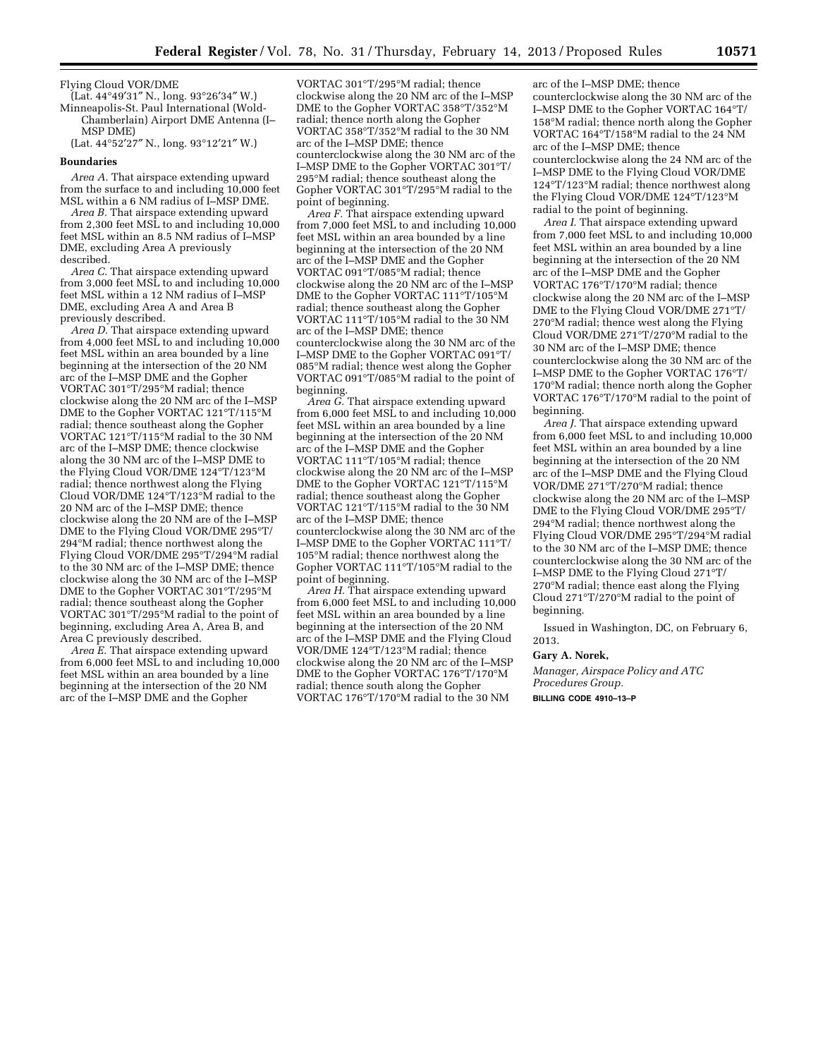Flying Cloud VOR/DME

(Lat. 44°49′31″ N., long. 93°26′34″ W.)

Minneapolis-St. Paul International (Wold-Chamberlain) Airport DME Antenna (I–MSP DME)

(Lat. 44°52′27″ N., long. 93°12′21″ W.)

**Boundaries**

*Area A.* That airspace extending upward from the surface to and including 10,000 feet MSL within a 6 NM radius of I–MSP DME.

*Area B.* That airspace extending upward from 2,300 feet MSL to and including 10,000 feet MSL within an 8.5 NM radius of I–MSP DME, excluding Area A previously described.

*Area C.* That airspace extending upward from 3,000 feet MSL to and including 10,000 feet MSL within a 12 NM radius of I–MSP DME, excluding Area A and Area B previously described.

*Area D.* That airspace extending upward from 4,000 feet MSL to and including 10,000 feet MSL within an area bounded by a line beginning at the intersection of the 20 NM arc of the I–MSP DME and the Gopher VORTAC 301°T/295°M radial; thence clockwise along the 20 NM arc of the I–MSP DME to the Gopher VORTAC 121°T/115°M radial; thence southeast along the Gopher VORTAC 121°T/115°M radial to the 30 NM arc of the I–MSP DME; thence clockwise along the 30 NM arc of the I–MSP DME to the Flying Cloud VOR/DME 124°T/123°M radial; thence northwest along the Flying Cloud VOR/DME 124°T/123°M radial to the 20 NM arc of the I–MSP DME; thence clockwise along the 20 NM are of the I–MSP DME to the Flying Cloud VOR/DME 295°T/294°M radial; thence northwest along the Flying Cloud VOR/DME 295°T/294°M radial to the 30 NM arc of the I–MSP DME; thence clockwise along the 30 NM arc of the I–MSP DME to the Gopher VORTAC 301°T/295°M radial; thence southeast along the Gopher VORTAC 301°T/295°M radial to the point of beginning, excluding Area A, Area B, and Area C previously described.

*Area E.* That airspace extending upward from 6,000 feet MSL to and including 10,000 feet MSL within an area bounded by a line beginning at the intersection of the 20 NM arc of the I–MSP DME and the Gopher VORTAC 301°T/295°M radial; thence clockwise along the 20 NM arc of the I–MSP DME to the Gopher VORTAC 358°T/352°M radial; thence north along the Gopher VORTAC 358°T/352°M radial to the 30 NM arc of the I–MSP DME; thence counterclockwise along the 30 NM arc of the I–MSP DME to the Gopher VORTAC 301°T/295°M radial; thence southeast along the Gopher VORTAC 301°T/295°M radial to the point of beginning.

*Area F.* That airspace extending upward from 7,000 feet MSL to and including 10,000 feet MSL within an area bounded by a line beginning at the intersection of the 20 NM arc of the I–MSP DME and the Gopher VORTAC 091°T/085°M radial; thence clockwise along the 20 NM arc of the I–MSP DME to the Gopher VORTAC 111°T/105°M radial; thence southeast along the Gopher VORTAC 111°T/105°M radial to the 30 NM arc of the I–MSP DME; thence counterclockwise along the 30 NM arc of the I–MSP DME to the Gopher VORTAC 091°T/085°M radial; thence west along the Gopher VORTAC 091°T/085°M radial to the point of beginning.

*Area G.* That airspace extending upward from 6,000 feet MSL to and including 10,000 feet MSL within an area bounded by a line beginning at the intersection of the 20 NM arc of the I–MSP DME and the Gopher VORTAC 111°T/105°M radial; thence clockwise along the 20 NM arc of the I–MSP DME to the Gopher VORTAC 121°T/115°M radial; thence southeast along the Gopher VORTAC 121°T/115°M radial to the 30 NM arc of the I–MSP DME; thence counterclockwise along the 30 NM arc of the I–MSP DME to the Gopher VORTAC 111°T/105°M radial; thence northwest along the Gopher VORTAC 111°T/105°M radial to the point of beginning.

*Area H.* That airspace extending upward from 6,000 feet MSL to and including 10,000 feet MSL within an area bounded by a line beginning at the intersection of the 20 NM arc of the I–MSP DME and the Flying Cloud VOR/DME 124°T/123°M radial; thence clockwise along the 20 NM arc of the I–MSP DME to the Gopher VORTAC 176°T/170°M radial; thence south along the Gopher VORTAC 176°T/170°M radial to the 30 NM arc of the I–MSP DME; thence counterclockwise along the 30 NM arc of the I–MSP DME to the Gopher VORTAC 164°T/158°M radial; thence north along the Gopher VORTAC 164°T/158°M radial to the 24 NM arc of the I–MSP DME; thence counterclockwise along the 24 NM arc of the I–MSP DME to the Flying Cloud VOR/DME 124°T/123°M radial; thence northwest along the Flying Cloud VOR/DME 124°T/123°M radial to the point of beginning.

*Area I.* That airspace extending upward from 7,000 feet MSL to and including 10,000 feet MSL within an area bounded by a line beginning at the intersection of the 20 NM arc of the I–MSP DME and the Gopher VORTAC 176°T/170°M radial; thence clockwise along the 20 NM arc of the I–MSP DME to the Flying Cloud VOR/DME 271°T/270°M radial; thence west along the Flying Cloud VOR/DME 271°T/270°M radial to the 30 NM arc of the I–MSP DME; thence counterclockwise along the 30 NM arc of the I–MSP DME to the Gopher VORTAC 176°T/170°M radial; thence north along the Gopher VORTAC 176°T/170°M radial to the point of beginning.

*Area J.* That airspace extending upward from 6,000 feet MSL to and including 10,000 feet MSL within an area bounded by a line beginning at the intersection of the 20 NM arc of the I–MSP DME and the Flying Cloud VOR/DME 271°T/270°M radial; thence clockwise along the 20 NM arc of the I–MSP DME to the Flying Cloud VOR/DME 295°T/294°M radial; thence northwest along the Flying Cloud VOR/DME 295°T/294°M radial to the 30 NM arc of the I–MSP DME; thence counterclockwise along the 30 NM arc of the I–MSP DME to the Flying Cloud 271°T/270°M radial; thence east along the Flying Cloud 271°T/270°M radial to the point of beginning.

Issued in Washington, DC, on February 6, 2013.

**Gary A. Norek,**

*Manager, Airspace Policy and ATC Procedures Group.*

**BILLING CODE 4910–13–P**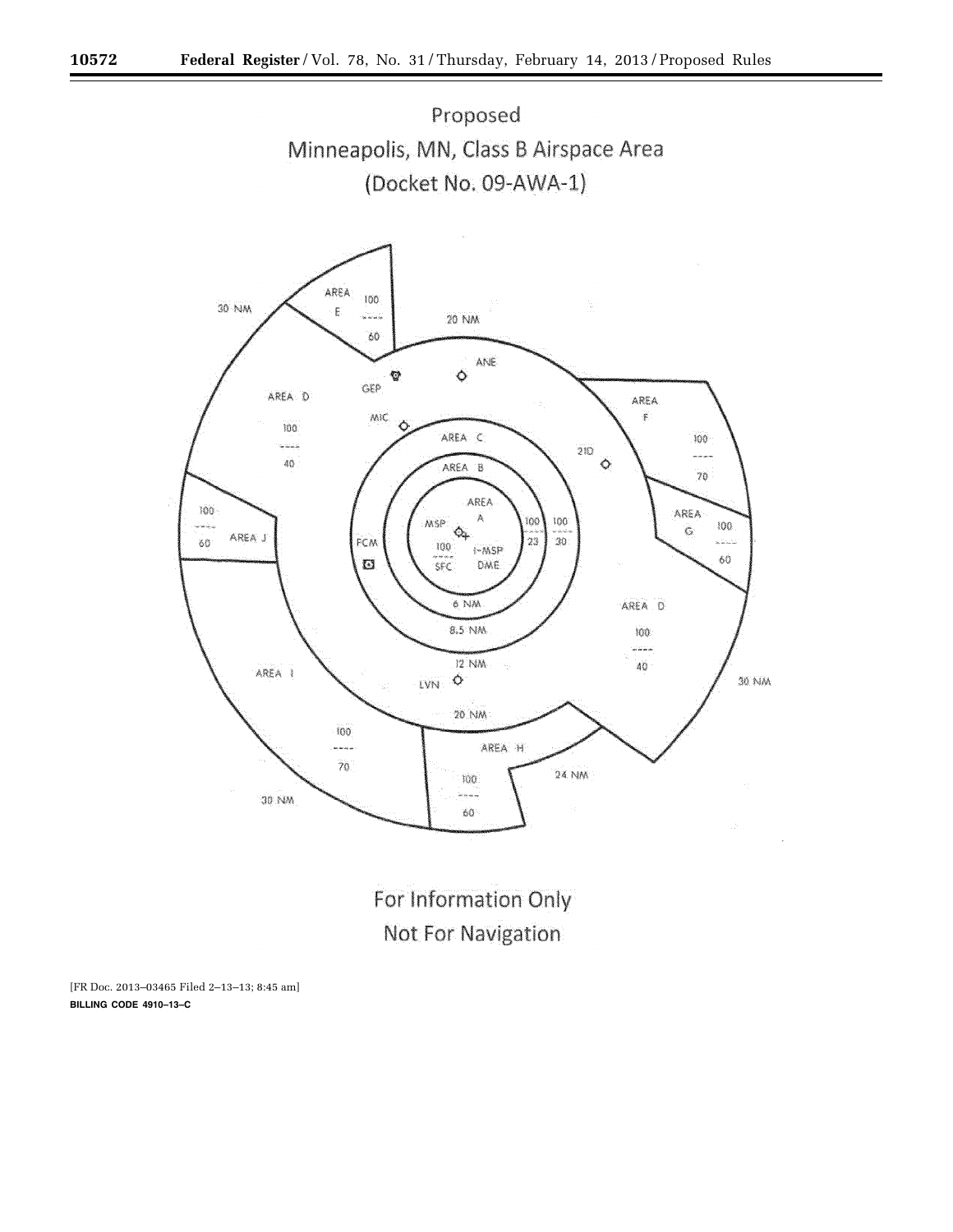Proposed

Minneapolis, MN, Class B Airspace Area

(Docket No. 09-AWA-1)

30 NM

AREA E 100 ---- 60

20 NM

ANE

GEP

AREA D 100 ---- 40

MIC

AREA F 100 ---- 70

AREA C

21D

AREA B

AREA G 100 ---- 60

100 ---- 60 AREA J

AREA A

MSP

100 ---- 23

100 ---- 30

FCM

100 ---- SFC

I-MSP DME

6 NM

AREA D 100 ---- 40

8.5 NM

12 NM

30 NM

AREA I

LVN

20 NM

100 ---- 70

AREA H

24 NM

100 ---- 60

30 NM

For Information Only

Not For Navigation

[FR Doc. 2013–03465 Filed 2–13–13; 8:45 am]

**BILLING CODE 4910–13–C**